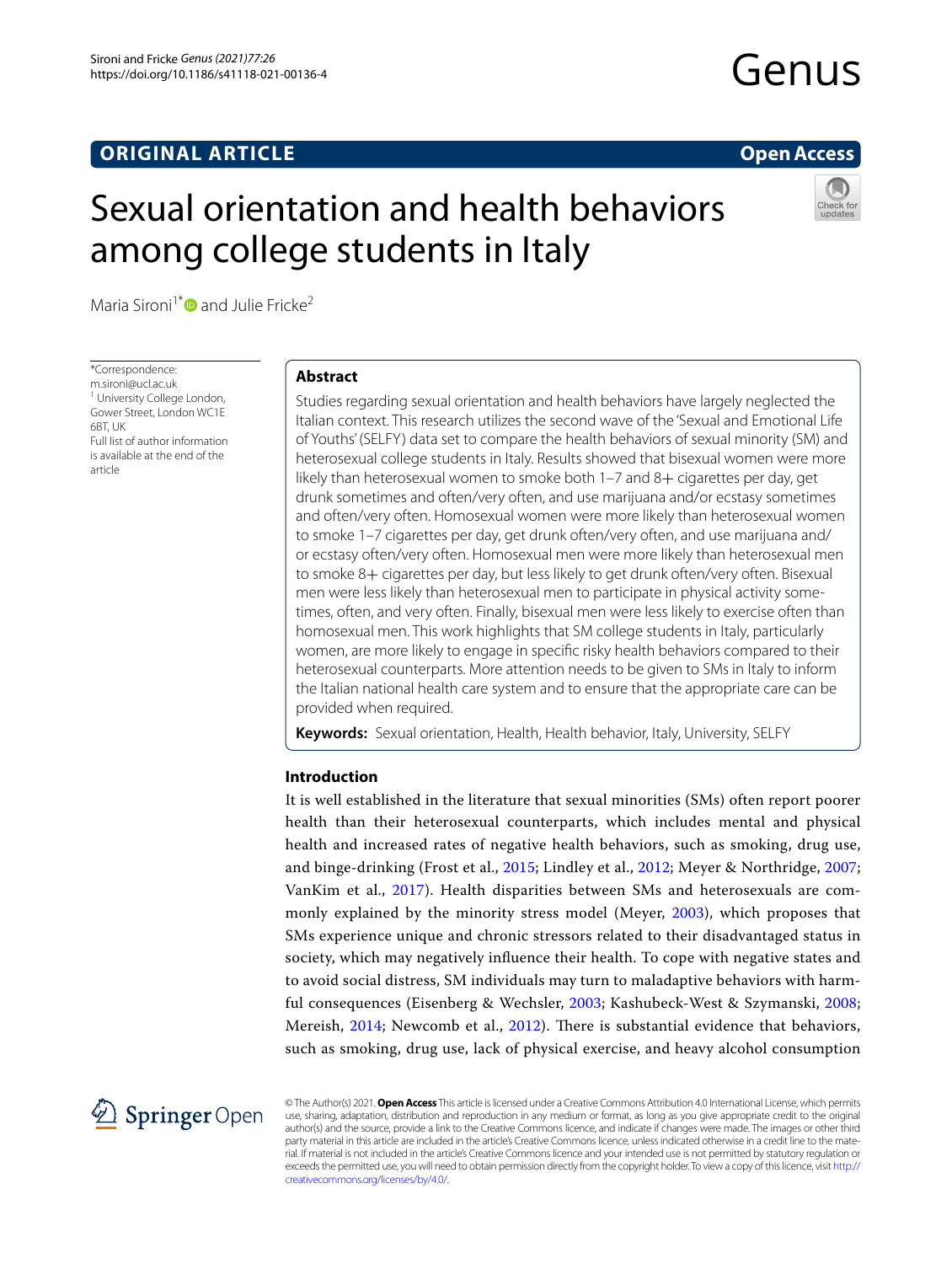ORIGINAL ARTICLE

Open Access

# Sexual orientation and health behaviors among college students in Italy

Maria Sironi[1*] and Julie Fricke[2]

*Correspondence: m.sironi@ucl.ac.uk
[1] University College London, Gower Street, London WC1E 6BT, UK
Full list of author information is available at the end of the article

## Abstract

Studies regarding sexual orientation and health behaviors have largely neglected the Italian context. This research utilizes the second wave of the 'Sexual and Emotional Life of Youths' (SELFY) data set to compare the health behaviors of sexual minority (SM) and heterosexual college students in Italy. Results showed that bisexual women were more likely than heterosexual women to smoke both 1–7 and 8+ cigarettes per day, get drunk sometimes and often/very often, and use marijuana and/or ecstasy sometimes and often/very often. Homosexual women were more likely than heterosexual women to smoke 1–7 cigarettes per day, get drunk often/very often, and use marijuana and/or ecstasy often/very often. Homosexual men were more likely than heterosexual men to smoke 8+ cigarettes per day, but less likely to get drunk often/very often. Bisexual men were less likely than heterosexual men to participate in physical activity sometimes, often, and very often. Finally, bisexual men were less likely to exercise often than homosexual men. This work highlights that SM college students in Italy, particularly women, are more likely to engage in specific risky health behaviors compared to their heterosexual counterparts. More attention needs to be given to SMs in Italy to inform the Italian national health care system and to ensure that the appropriate care can be provided when required.

**Keywords:** Sexual orientation, Health, Health behavior, Italy, University, SELFY

## Introduction

It is well established in the literature that sexual minorities (SMs) often report poorer health than their heterosexual counterparts, which includes mental and physical health and increased rates of negative health behaviors, such as smoking, drug use, and binge-drinking (Frost et al., 2015; Lindley et al., 2012; Meyer & Northridge, 2007; VanKim et al., 2017). Health disparities between SMs and heterosexuals are commonly explained by the minority stress model (Meyer, 2003), which proposes that SMs experience unique and chronic stressors related to their disadvantaged status in society, which may negatively influence their health. To cope with negative states and to avoid social distress, SM individuals may turn to maladaptive behaviors with harmful consequences (Eisenberg & Wechsler, 2003; Kashubeck-West & Szymanski, 2008; Mereish, 2014; Newcomb et al., 2012). There is substantial evidence that behaviors, such as smoking, drug use, lack of physical exercise, and heavy alcohol consumption

© The Author(s) 2021. **Open Access** This article is licensed under a Creative Commons Attribution 4.0 International License, which permits use, sharing, adaptation, distribution and reproduction in any medium or format, as long as you give appropriate credit to the original author(s) and the source, provide a link to the Creative Commons licence, and indicate if changes were made. The images or other third party material in this article are included in the article's Creative Commons licence, unless indicated otherwise in a credit line to the material. If material is not included in the article's Creative Commons licence and your intended use is not permitted by statutory regulation or exceeds the permitted use, you will need to obtain permission directly from the copyright holder. To view a copy of this licence, visit http://creativecommons.org/licenses/by/4.0/.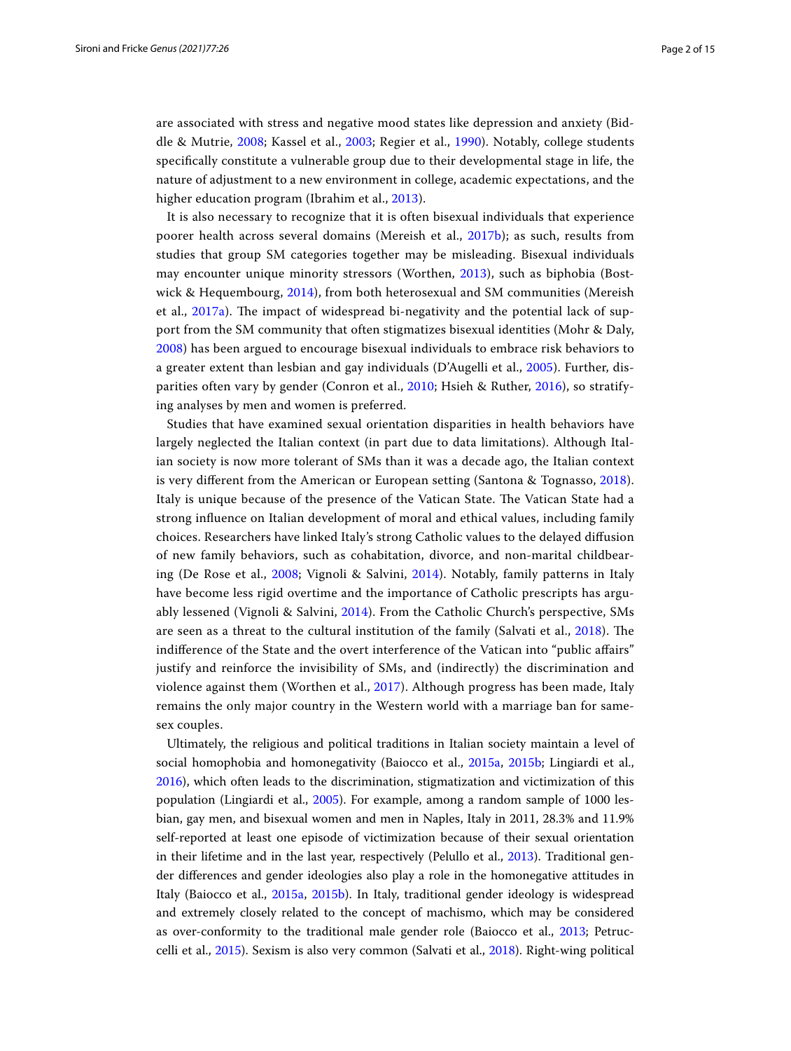are associated with stress and negative mood states like depression and anxiety (Biddle & Mutrie, 2008; Kassel et al., 2003; Regier et al., 1990). Notably, college students specifically constitute a vulnerable group due to their developmental stage in life, the nature of adjustment to a new environment in college, academic expectations, and the higher education program (Ibrahim et al., 2013).

It is also necessary to recognize that it is often bisexual individuals that experience poorer health across several domains (Mereish et al., 2017b); as such, results from studies that group SM categories together may be misleading. Bisexual individuals may encounter unique minority stressors (Worthen, 2013), such as biphobia (Bostwick & Hequembourg, 2014), from both heterosexual and SM communities (Mereish et al., 2017a). The impact of widespread bi-negativity and the potential lack of support from the SM community that often stigmatizes bisexual identities (Mohr & Daly, 2008) has been argued to encourage bisexual individuals to embrace risk behaviors to a greater extent than lesbian and gay individuals (D'Augelli et al., 2005). Further, disparities often vary by gender (Conron et al., 2010; Hsieh & Ruther, 2016), so stratifying analyses by men and women is preferred.

Studies that have examined sexual orientation disparities in health behaviors have largely neglected the Italian context (in part due to data limitations). Although Italian society is now more tolerant of SMs than it was a decade ago, the Italian context is very different from the American or European setting (Santona & Tognasso, 2018). Italy is unique because of the presence of the Vatican State. The Vatican State had a strong influence on Italian development of moral and ethical values, including family choices. Researchers have linked Italy's strong Catholic values to the delayed diffusion of new family behaviors, such as cohabitation, divorce, and non-marital childbearing (De Rose et al., 2008; Vignoli & Salvini, 2014). Notably, family patterns in Italy have become less rigid overtime and the importance of Catholic prescripts has arguably lessened (Vignoli & Salvini, 2014). From the Catholic Church's perspective, SMs are seen as a threat to the cultural institution of the family (Salvati et al., 2018). The indifference of the State and the overt interference of the Vatican into "public affairs" justify and reinforce the invisibility of SMs, and (indirectly) the discrimination and violence against them (Worthen et al., 2017). Although progress has been made, Italy remains the only major country in the Western world with a marriage ban for same-sex couples.

Ultimately, the religious and political traditions in Italian society maintain a level of social homophobia and homonegativity (Baiocco et al., 2015a, 2015b; Lingiardi et al., 2016), which often leads to the discrimination, stigmatization and victimization of this population (Lingiardi et al., 2005). For example, among a random sample of 1000 lesbian, gay men, and bisexual women and men in Naples, Italy in 2011, 28.3% and 11.9% self-reported at least one episode of victimization because of their sexual orientation in their lifetime and in the last year, respectively (Pelullo et al., 2013). Traditional gender differences and gender ideologies also play a role in the homonegative attitudes in Italy (Baiocco et al., 2015a, 2015b). In Italy, traditional gender ideology is widespread and extremely closely related to the concept of machismo, which may be considered as over-conformity to the traditional male gender role (Baiocco et al., 2013; Petruccelli et al., 2015). Sexism is also very common (Salvati et al., 2018). Right-wing political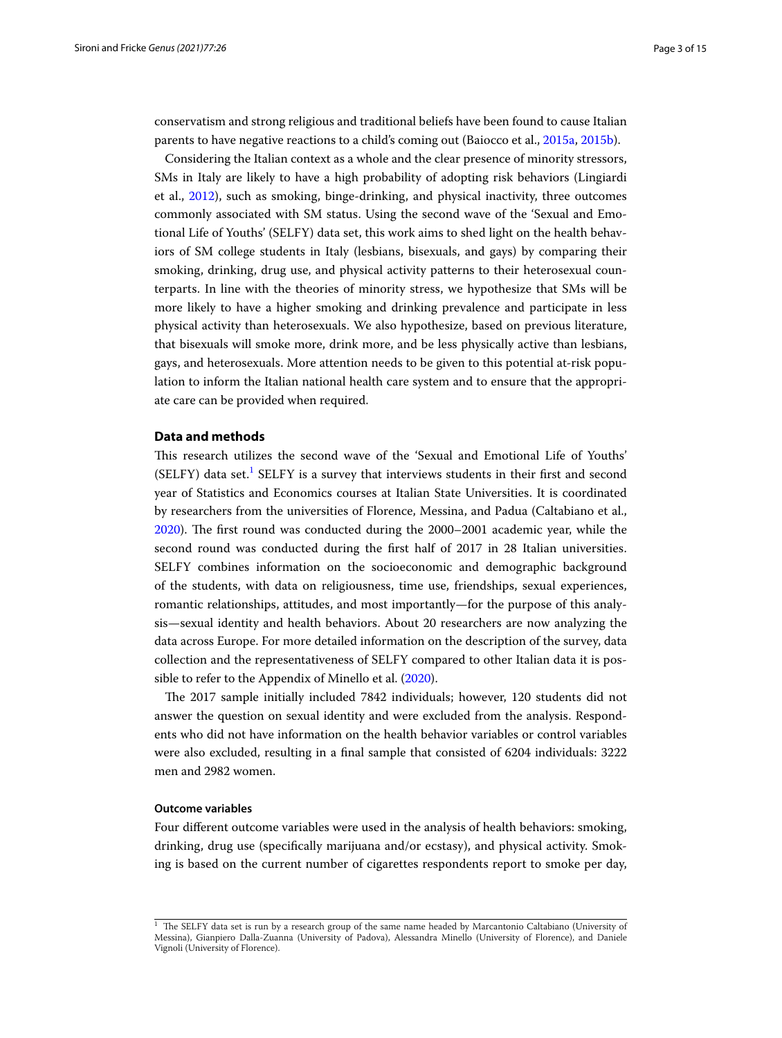conservatism and strong religious and traditional beliefs have been found to cause Italian parents to have negative reactions to a child's coming out (Baiocco et al., 2015a, 2015b).

Considering the Italian context as a whole and the clear presence of minority stressors, SMs in Italy are likely to have a high probability of adopting risk behaviors (Lingiardi et al., 2012), such as smoking, binge-drinking, and physical inactivity, three outcomes commonly associated with SM status. Using the second wave of the 'Sexual and Emotional Life of Youths' (SELFY) data set, this work aims to shed light on the health behaviors of SM college students in Italy (lesbians, bisexuals, and gays) by comparing their smoking, drinking, drug use, and physical activity patterns to their heterosexual counterparts. In line with the theories of minority stress, we hypothesize that SMs will be more likely to have a higher smoking and drinking prevalence and participate in less physical activity than heterosexuals. We also hypothesize, based on previous literature, that bisexuals will smoke more, drink more, and be less physically active than lesbians, gays, and heterosexuals. More attention needs to be given to this potential at-risk population to inform the Italian national health care system and to ensure that the appropriate care can be provided when required.

## Data and methods

This research utilizes the second wave of the 'Sexual and Emotional Life of Youths' (SELFY) data set.[1] SELFY is a survey that interviews students in their first and second year of Statistics and Economics courses at Italian State Universities. It is coordinated by researchers from the universities of Florence, Messina, and Padua (Caltabiano et al., 2020). The first round was conducted during the 2000–2001 academic year, while the second round was conducted during the first half of 2017 in 28 Italian universities. SELFY combines information on the socioeconomic and demographic background of the students, with data on religiousness, time use, friendships, sexual experiences, romantic relationships, attitudes, and most importantly—for the purpose of this analysis—sexual identity and health behaviors. About 20 researchers are now analyzing the data across Europe. For more detailed information on the description of the survey, data collection and the representativeness of SELFY compared to other Italian data it is possible to refer to the Appendix of Minello et al. (2020).

The 2017 sample initially included 7842 individuals; however, 120 students did not answer the question on sexual identity and were excluded from the analysis. Respondents who did not have information on the health behavior variables or control variables were also excluded, resulting in a final sample that consisted of 6204 individuals: 3222 men and 2982 women.

### Outcome variables

Four different outcome variables were used in the analysis of health behaviors: smoking, drinking, drug use (specifically marijuana and/or ecstasy), and physical activity. Smoking is based on the current number of cigarettes respondents report to smoke per day,

[1] The SELFY data set is run by a research group of the same name headed by Marcantonio Caltabiano (University of Messina), Gianpiero Dalla-Zuanna (University of Padova), Alessandra Minello (University of Florence), and Daniele Vignoli (University of Florence).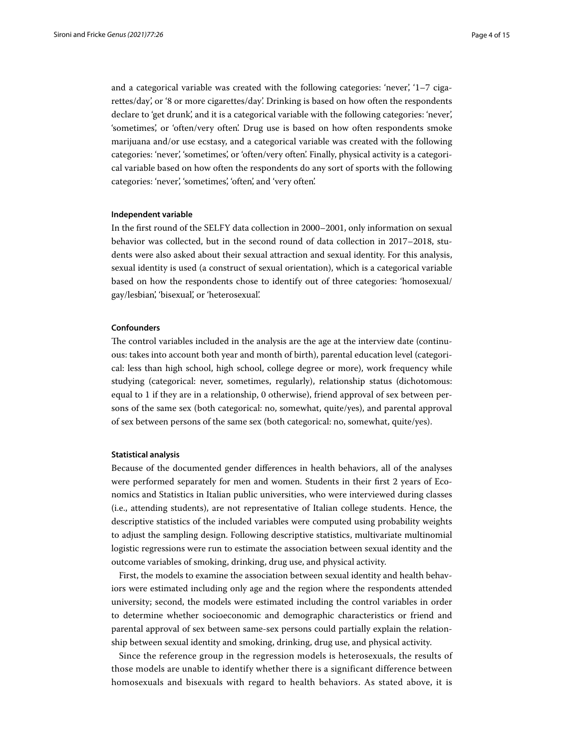and a categorical variable was created with the following categories: 'never', '1–7 cigarettes/day', or '8 or more cigarettes/day'. Drinking is based on how often the respondents declare to 'get drunk', and it is a categorical variable with the following categories: 'never', 'sometimes', or 'often/very often'. Drug use is based on how often respondents smoke marijuana and/or use ecstasy, and a categorical variable was created with the following categories: 'never', 'sometimes', or 'often/very often'. Finally, physical activity is a categorical variable based on how often the respondents do any sort of sports with the following categories: 'never', 'sometimes', 'often', and 'very often'.

#### Independent variable

In the first round of the SELFY data collection in 2000–2001, only information on sexual behavior was collected, but in the second round of data collection in 2017–2018, students were also asked about their sexual attraction and sexual identity. For this analysis, sexual identity is used (a construct of sexual orientation), which is a categorical variable based on how the respondents chose to identify out of three categories: 'homosexual/gay/lesbian', 'bisexual', or 'heterosexual'.

#### Confounders

The control variables included in the analysis are the age at the interview date (continuous: takes into account both year and month of birth), parental education level (categorical: less than high school, high school, college degree or more), work frequency while studying (categorical: never, sometimes, regularly), relationship status (dichotomous: equal to 1 if they are in a relationship, 0 otherwise), friend approval of sex between persons of the same sex (both categorical: no, somewhat, quite/yes), and parental approval of sex between persons of the same sex (both categorical: no, somewhat, quite/yes).

#### Statistical analysis

Because of the documented gender differences in health behaviors, all of the analyses were performed separately for men and women. Students in their first 2 years of Economics and Statistics in Italian public universities, who were interviewed during classes (i.e., attending students), are not representative of Italian college students. Hence, the descriptive statistics of the included variables were computed using probability weights to adjust the sampling design. Following descriptive statistics, multivariate multinomial logistic regressions were run to estimate the association between sexual identity and the outcome variables of smoking, drinking, drug use, and physical activity.

First, the models to examine the association between sexual identity and health behaviors were estimated including only age and the region where the respondents attended university; second, the models were estimated including the control variables in order to determine whether socioeconomic and demographic characteristics or friend and parental approval of sex between same-sex persons could partially explain the relationship between sexual identity and smoking, drinking, drug use, and physical activity.

Since the reference group in the regression models is heterosexuals, the results of those models are unable to identify whether there is a significant difference between homosexuals and bisexuals with regard to health behaviors. As stated above, it is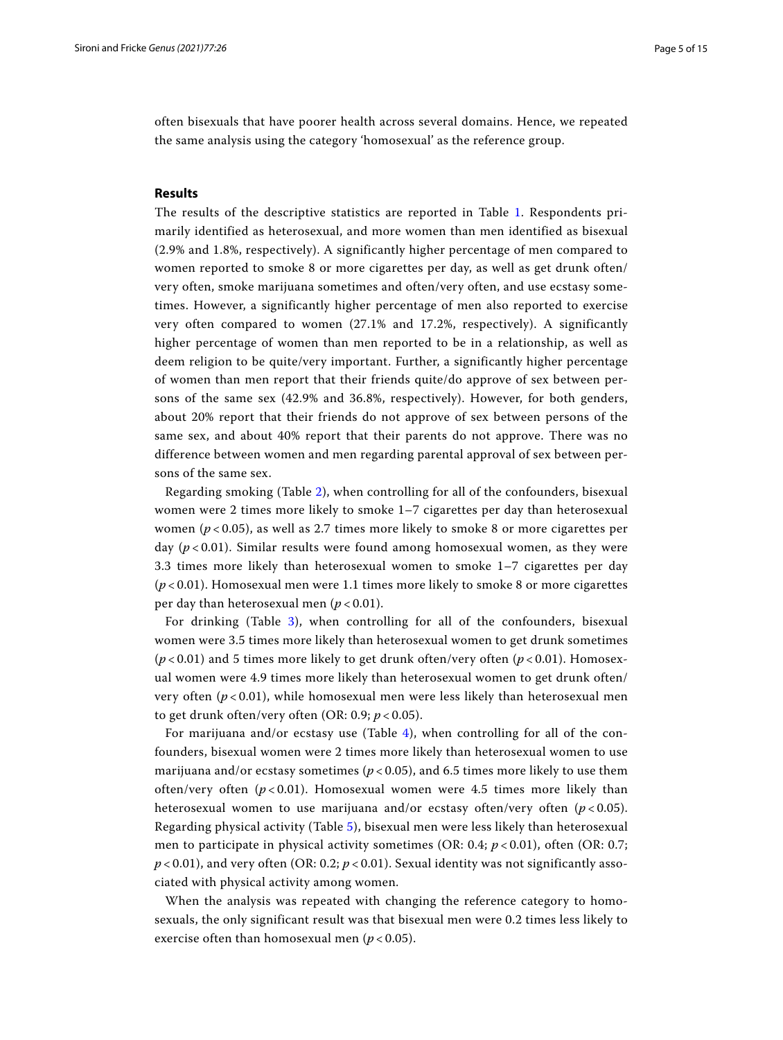often bisexuals that have poorer health across several domains. Hence, we repeated the same analysis using the category 'homosexual' as the reference group.

## Results

The results of the descriptive statistics are reported in Table 1. Respondents primarily identified as heterosexual, and more women than men identified as bisexual (2.9% and 1.8%, respectively). A significantly higher percentage of men compared to women reported to smoke 8 or more cigarettes per day, as well as get drunk often/very often, smoke marijuana sometimes and often/very often, and use ecstasy sometimes. However, a significantly higher percentage of men also reported to exercise very often compared to women (27.1% and 17.2%, respectively). A significantly higher percentage of women than men reported to be in a relationship, as well as deem religion to be quite/very important. Further, a significantly higher percentage of women than men report that their friends quite/do approve of sex between persons of the same sex (42.9% and 36.8%, respectively). However, for both genders, about 20% report that their friends do not approve of sex between persons of the same sex, and about 40% report that their parents do not approve. There was no difference between women and men regarding parental approval of sex between persons of the same sex.

Regarding smoking (Table 2), when controlling for all of the confounders, bisexual women were 2 times more likely to smoke 1–7 cigarettes per day than heterosexual women ($p < 0.05$), as well as 2.7 times more likely to smoke 8 or more cigarettes per day ($p < 0.01$). Similar results were found among homosexual women, as they were 3.3 times more likely than heterosexual women to smoke 1–7 cigarettes per day ($p < 0.01$). Homosexual men were 1.1 times more likely to smoke 8 or more cigarettes per day than heterosexual men ($p < 0.01$).

For drinking (Table 3), when controlling for all of the confounders, bisexual women were 3.5 times more likely than heterosexual women to get drunk sometimes ($p < 0.01$) and 5 times more likely to get drunk often/very often ($p < 0.01$). Homosexual women were 4.9 times more likely than heterosexual women to get drunk often/very often ($p < 0.01$), while homosexual men were less likely than heterosexual men to get drunk often/very often (OR: 0.9; $p < 0.05$).

For marijuana and/or ecstasy use (Table 4), when controlling for all of the confounders, bisexual women were 2 times more likely than heterosexual women to use marijuana and/or ecstasy sometimes ($p < 0.05$), and 6.5 times more likely to use them often/very often ($p < 0.01$). Homosexual women were 4.5 times more likely than heterosexual women to use marijuana and/or ecstasy often/very often ($p < 0.05$). Regarding physical activity (Table 5), bisexual men were less likely than heterosexual men to participate in physical activity sometimes (OR: 0.4; $p < 0.01$), often (OR: 0.7; $p < 0.01$), and very often (OR: 0.2; $p < 0.01$). Sexual identity was not significantly associated with physical activity among women.

When the analysis was repeated with changing the reference category to homosexuals, the only significant result was that bisexual men were 0.2 times less likely to exercise often than homosexual men ($p < 0.05$).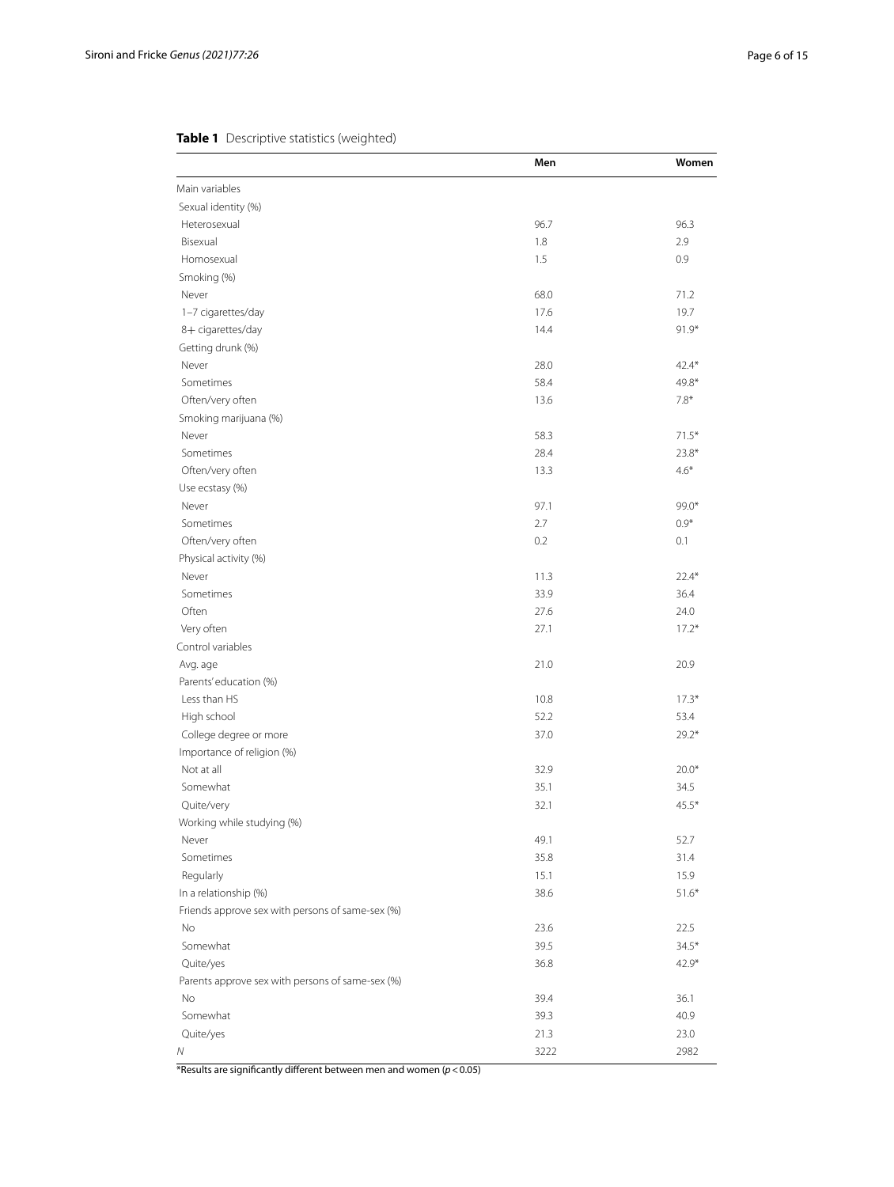**Table 1** Descriptive statistics (weighted)

| | Men | Women |
|---|---|---|
| Main variables | | |
| Sexual identity (%) | | |
| Heterosexual | 96.7 | 96.3 |
| Bisexual | 1.8 | 2.9 |
| Homosexual | 1.5 | 0.9 |
| Smoking (%) | | |
| Never | 68.0 | 71.2 |
| 1–7 cigarettes/day | 17.6 | 19.7 |
| 8+ cigarettes/day | 14.4 | 91.9* |
| Getting drunk (%) | | |
| Never | 28.0 | 42.4* |
| Sometimes | 58.4 | 49.8* |
| Often/very often | 13.6 | 7.8* |
| Smoking marijuana (%) | | |
| Never | 58.3 | 71.5* |
| Sometimes | 28.4 | 23.8* |
| Often/very often | 13.3 | 4.6* |
| Use ecstasy (%) | | |
| Never | 97.1 | 99.0* |
| Sometimes | 2.7 | 0.9* |
| Often/very often | 0.2 | 0.1 |
| Physical activity (%) | | |
| Never | 11.3 | 22.4* |
| Sometimes | 33.9 | 36.4 |
| Often | 27.6 | 24.0 |
| Very often | 27.1 | 17.2* |
| Control variables | | |
| Avg. age | 21.0 | 20.9 |
| Parents' education (%) | | |
| Less than HS | 10.8 | 17.3* |
| High school | 52.2 | 53.4 |
| College degree or more | 37.0 | 29.2* |
| Importance of religion (%) | | |
| Not at all | 32.9 | 20.0* |
| Somewhat | 35.1 | 34.5 |
| Quite/very | 32.1 | 45.5* |
| Working while studying (%) | | |
| Never | 49.1 | 52.7 |
| Sometimes | 35.8 | 31.4 |
| Regularly | 15.1 | 15.9 |
| In a relationship (%) | 38.6 | 51.6* |
| Friends approve sex with persons of same-sex (%) | | |
| No | 23.6 | 22.5 |
| Somewhat | 39.5 | 34.5* |
| Quite/yes | 36.8 | 42.9* |
| Parents approve sex with persons of same-sex (%) | | |
| No | 39.4 | 36.1 |
| Somewhat | 39.3 | 40.9 |
| Quite/yes | 21.3 | 23.0 |
| *N* | 3222 | 2982 |

*Results are significantly different between men and women ($p < 0.05$)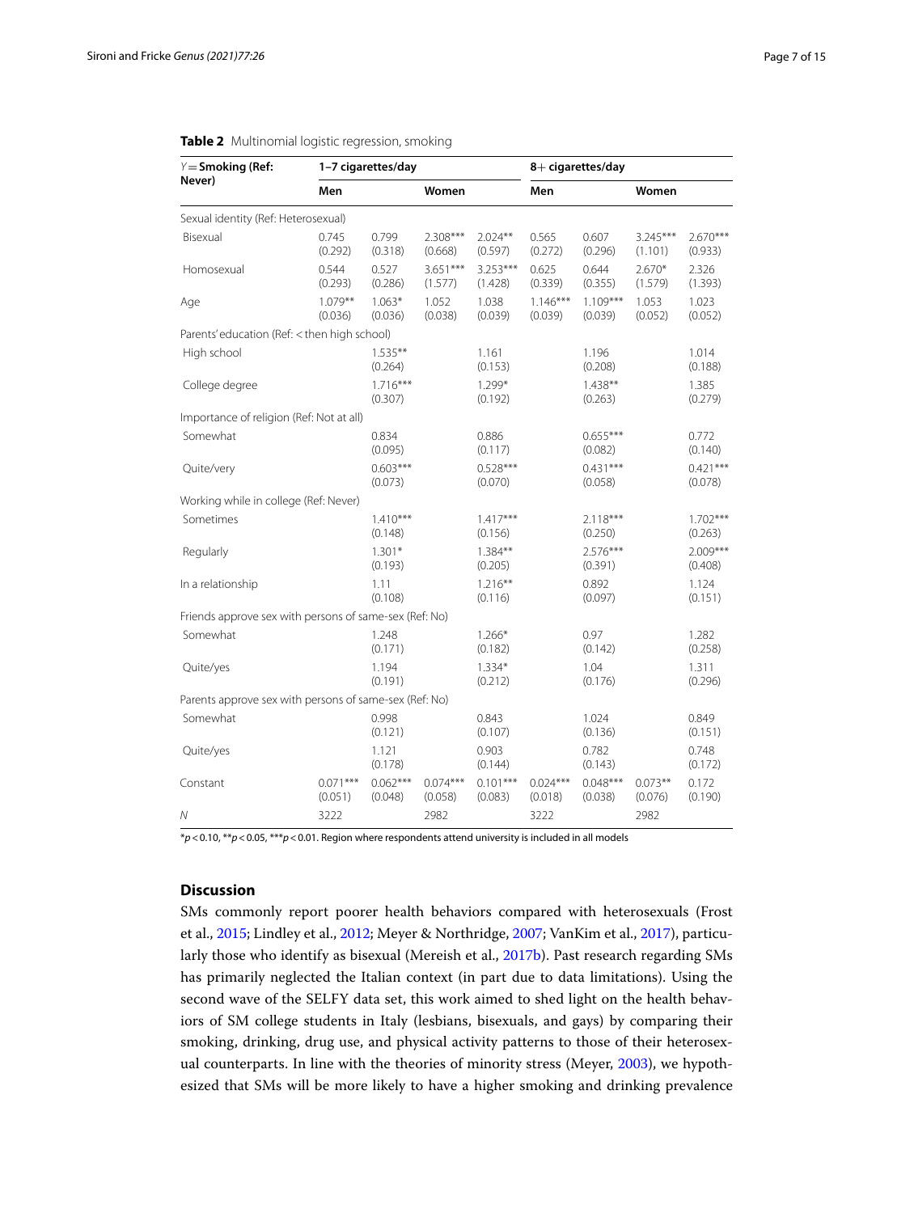**Table 2** Multinomial logistic regression, smoking

| Y = **Smoking (Ref: Never)** | **1–7 cigarettes/day** | | | | **8+ cigarettes/day** | | | |
|---|---|---|---|---|---|---|---|---|
| | **Men** | | **Women** | | **Men** | | **Women** | |
| Sexual identity (Ref: Heterosexual) | | | | | | | | |
| Bisexual | 0.745 (0.292) | 0.799 (0.318) | 2.308*** (0.668) | 2.024** (0.597) | 0.565 (0.272) | 0.607 (0.296) | 3.245*** (1.101) | 2.670*** (0.933) |
| Homosexual | 0.544 (0.293) | 0.527 (0.286) | 3.651*** (1.577) | 3.253*** (1.428) | 0.625 (0.339) | 0.644 (0.355) | 2.670* (1.579) | 2.326 (1.393) |
| Age | 1.079** (0.036) | 1.063* (0.036) | 1.052 (0.038) | 1.038 (0.039) | 1.146*** (0.039) | 1.109*** (0.039) | 1.053 (0.052) | 1.023 (0.052) |
| Parents' education (Ref: < then high school) | | | | | | | | |
| High school | | 1.535** (0.264) | | 1.161 (0.153) | | 1.196 (0.208) | | 1.014 (0.188) |
| College degree | | 1.716*** (0.307) | | 1.299* (0.192) | | 1.438** (0.263) | | 1.385 (0.279) |
| Importance of religion (Ref: Not at all) | | | | | | | | |
| Somewhat | | 0.834 (0.095) | | 0.886 (0.117) | | 0.655*** (0.082) | | 0.772 (0.140) |
| Quite/very | | 0.603*** (0.073) | | 0.528*** (0.070) | | 0.431*** (0.058) | | 0.421*** (0.078) |
| Working while in college (Ref: Never) | | | | | | | | |
| Sometimes | | 1.410*** (0.148) | | 1.417*** (0.156) | | 2.118*** (0.250) | | 1.702*** (0.263) |
| Regularly | | 1.301* (0.193) | | 1.384** (0.205) | | 2.576*** (0.391) | | 2.009*** (0.408) |
| In a relationship | | 1.11 (0.108) | | 1.216** (0.116) | | 0.892 (0.097) | | 1.124 (0.151) |
| Friends approve sex with persons of same-sex (Ref: No) | | | | | | | | |
| Somewhat | | 1.248 (0.171) | | 1.266* (0.182) | | 0.97 (0.142) | | 1.282 (0.258) |
| Quite/yes | | 1.194 (0.191) | | 1.334* (0.212) | | 1.04 (0.176) | | 1.311 (0.296) |
| Parents approve sex with persons of same-sex (Ref: No) | | | | | | | | |
| Somewhat | | 0.998 (0.121) | | 0.843 (0.107) | | 1.024 (0.136) | | 0.849 (0.151) |
| Quite/yes | | 1.121 (0.178) | | 0.903 (0.144) | | 0.782 (0.143) | | 0.748 (0.172) |
| Constant | 0.071*** (0.051) | 0.062*** (0.048) | 0.074*** (0.058) | 0.101*** (0.083) | 0.024*** (0.018) | 0.048*** (0.038) | 0.073** (0.076) | 0.172 (0.190) |
| N | 3222 | | 2982 | | 3222 | | 2982 | |

$*p<0.10$, $**p<0.05$, $***p<0.01$. Region where respondents attend university is included in all models

## Discussion

SMs commonly report poorer health behaviors compared with heterosexuals (Frost et al., 2015; Lindley et al., 2012; Meyer & Northridge, 2007; VanKim et al., 2017), particularly those who identify as bisexual (Mereish et al., 2017b). Past research regarding SMs has primarily neglected the Italian context (in part due to data limitations). Using the second wave of the SELFY data set, this work aimed to shed light on the health behaviors of SM college students in Italy (lesbians, bisexuals, and gays) by comparing their smoking, drinking, drug use, and physical activity patterns to those of their heterosexual counterparts. In line with the theories of minority stress (Meyer, 2003), we hypothesized that SMs will be more likely to have a higher smoking and drinking prevalence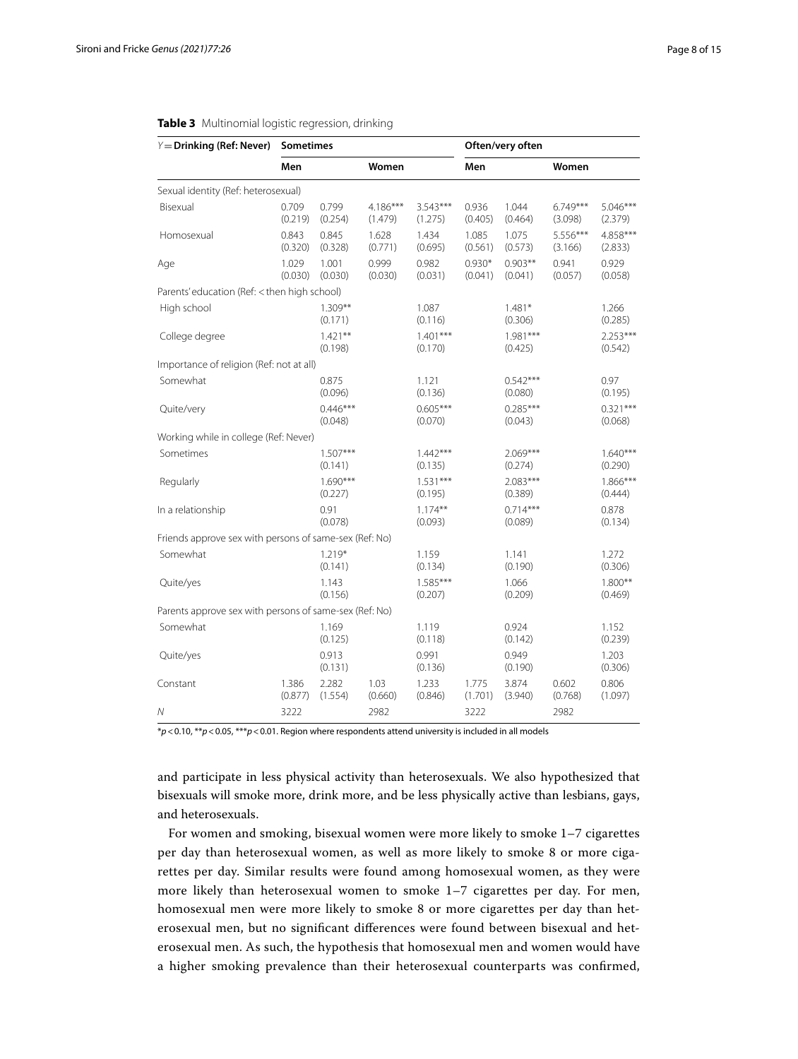**Table 3** Multinomial logistic regression, drinking

| *Y* = **Drinking (Ref: Never)** | **Sometimes** | | | | **Often/very often** | | | |
|---|---|---|---|---|---|---|---|---|
| | **Men** | | **Women** | | **Men** | | **Women** | |
| Sexual identity (Ref: heterosexual) | | | | | | | | |
| Bisexual | 0.709 (0.219) | 0.799 (0.254) | 4.186*** (1.479) | 3.543*** (1.275) | 0.936 (0.405) | 1.044 (0.464) | 6.749*** (3.098) | 5.046*** (2.379) |
| Homosexual | 0.843 (0.320) | 0.845 (0.328) | 1.628 (0.771) | 1.434 (0.695) | 1.085 (0.561) | 1.075 (0.573) | 5.556*** (3.166) | 4.858*** (2.833) |
| Age | 1.029 (0.030) | 1.001 (0.030) | 0.999 (0.030) | 0.982 (0.031) | 0.930* (0.041) | 0.903** (0.041) | 0.941 (0.057) | 0.929 (0.058) |
| Parents' education (Ref: < then high school) | | | | | | | | |
| High school | | 1.309** (0.171) | | 1.087 (0.116) | | 1.481* (0.306) | | 1.266 (0.285) |
| College degree | | 1.421** (0.198) | | 1.401*** (0.170) | | 1.981*** (0.425) | | 2.253*** (0.542) |
| Importance of religion (Ref: not at all) | | | | | | | | |
| Somewhat | | 0.875 (0.096) | | 1.121 (0.136) | | 0.542*** (0.080) | | 0.97 (0.195) |
| Quite/very | | 0.446*** (0.048) | | 0.605*** (0.070) | | 0.285*** (0.043) | | 0.321*** (0.068) |
| Working while in college (Ref: Never) | | | | | | | | |
| Sometimes | | 1.507*** (0.141) | | 1.442*** (0.135) | | 2.069*** (0.274) | | 1.640*** (0.290) |
| Regularly | | 1.690*** (0.227) | | 1.531*** (0.195) | | 2.083*** (0.389) | | 1.866*** (0.444) |
| In a relationship | | 0.91 (0.078) | | 1.174** (0.093) | | 0.714*** (0.089) | | 0.878 (0.134) |
| Friends approve sex with persons of same-sex (Ref: No) | | | | | | | | |
| Somewhat | | 1.219* (0.141) | | 1.159 (0.134) | | 1.141 (0.190) | | 1.272 (0.306) |
| Quite/yes | | 1.143 (0.156) | | 1.585*** (0.207) | | 1.066 (0.209) | | 1.800** (0.469) |
| Parents approve sex with persons of same-sex (Ref: No) | | | | | | | | |
| Somewhat | | 1.169 (0.125) | | 1.119 (0.118) | | 0.924 (0.142) | | 1.152 (0.239) |
| Quite/yes | | 0.913 (0.131) | | 0.991 (0.136) | | 0.949 (0.190) | | 1.203 (0.306) |
| Constant | 1.386 (0.877) | 2.282 (1.554) | 1.03 (0.660) | 1.233 (0.846) | 1.775 (1.701) | 3.874 (3.940) | 0.602 (0.768) | 0.806 (1.097) |
| *N* | 3222 | | 2982 | | 3222 | | 2982 | |

$^{*}p < 0.10$, $^{**}p < 0.05$, $^{***}p < 0.01$. Region where respondents attend university is included in all models

and participate in less physical activity than heterosexuals. We also hypothesized that bisexuals will smoke more, drink more, and be less physically active than lesbians, gays, and heterosexuals.

For women and smoking, bisexual women were more likely to smoke 1–7 cigarettes per day than heterosexual women, as well as more likely to smoke 8 or more cigarettes per day. Similar results were found among homosexual women, as they were more likely than heterosexual women to smoke 1–7 cigarettes per day. For men, homosexual men were more likely to smoke 8 or more cigarettes per day than heterosexual men, but no significant differences were found between bisexual and heterosexual men. As such, the hypothesis that homosexual men and women would have a higher smoking prevalence than their heterosexual counterparts was confirmed,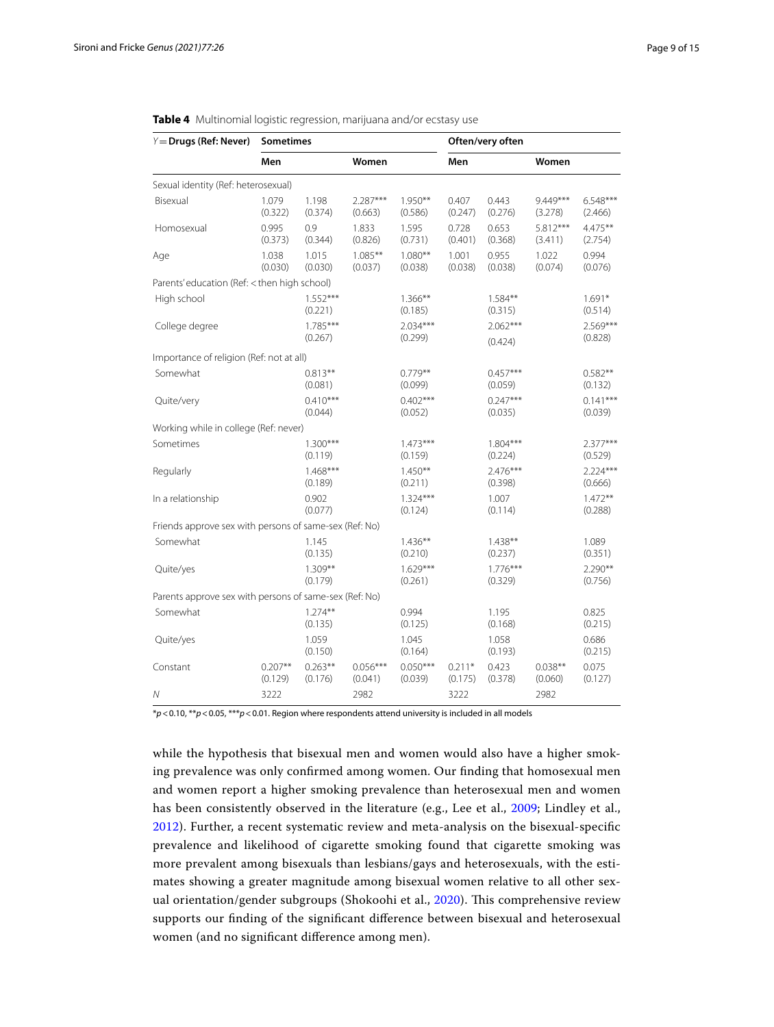**Table 4** Multinomial logistic regression, marijuana and/or ecstasy use

| Y = **Drugs (Ref: Never)** | **Sometimes** | | | | **Often/very often** | | | |
|---|---|---|---|---|---|---|---|---|
| | **Men** | | **Women** | | **Men** | | **Women** | |
| Sexual identity (Ref: heterosexual) | | | | | | | | |
| Bisexual | 1.079 (0.322) | 1.198 (0.374) | 2.287*** (0.663) | 1.950** (0.586) | 0.407 (0.247) | 0.443 (0.276) | 9.449*** (3.278) | 6.548*** (2.466) |
| Homosexual | 0.995 (0.373) | 0.9 (0.344) | 1.833 (0.826) | 1.595 (0.731) | 0.728 (0.401) | 0.653 (0.368) | 5.812*** (3.411) | 4.475** (2.754) |
| Age | 1.038 (0.030) | 1.015 (0.030) | 1.085** (0.037) | 1.080** (0.038) | 1.001 (0.038) | 0.955 (0.038) | 1.022 (0.074) | 0.994 (0.076) |
| Parents' education (Ref: < then high school) | | | | | | | | |
| High school | | 1.552*** (0.221) | | 1.366** (0.185) | | 1.584** (0.315) | | 1.691* (0.514) |
| College degree | | 1.785*** (0.267) | | 2.034*** (0.299) | | 2.062*** (0.424) | | 2.569*** (0.828) |
| Importance of religion (Ref: not at all) | | | | | | | | |
| Somewhat | | 0.813** (0.081) | | 0.779** (0.099) | | 0.457*** (0.059) | | 0.582** (0.132) |
| Quite/very | | 0.410*** (0.044) | | 0.402*** (0.052) | | 0.247*** (0.035) | | 0.141*** (0.039) |
| Working while in college (Ref: never) | | | | | | | | |
| Sometimes | | 1.300*** (0.119) | | 1.473*** (0.159) | | 1.804*** (0.224) | | 2.377*** (0.529) |
| Regularly | | 1.468*** (0.189) | | 1.450** (0.211) | | 2.476*** (0.398) | | 2.224*** (0.666) |
| In a relationship | | 0.902 (0.077) | | 1.324*** (0.124) | | 1.007 (0.114) | | 1.472** (0.288) |
| Friends approve sex with persons of same-sex (Ref: No) | | | | | | | | |
| Somewhat | | 1.145 (0.135) | | 1.436** (0.210) | | 1.438** (0.237) | | 1.089 (0.351) |
| Quite/yes | | 1.309** (0.179) | | 1.629*** (0.261) | | 1.776*** (0.329) | | 2.290** (0.756) |
| Parents approve sex with persons of same-sex (Ref: No) | | | | | | | | |
| Somewhat | | 1.274** (0.135) | | 0.994 (0.125) | | 1.195 (0.168) | | 0.825 (0.215) |
| Quite/yes | | 1.059 (0.150) | | 1.045 (0.164) | | 1.058 (0.193) | | 0.686 (0.215) |
| Constant | 0.207** (0.129) | 0.263** (0.176) | 0.056*** (0.041) | 0.050*** (0.039) | 0.211* (0.175) | 0.423 (0.378) | 0.038** (0.060) | 0.075 (0.127) |
| N | 3222 | | 2982 | | 3222 | | 2982 | |

*$p < 0.10$, **$p < 0.05$, ***$p < 0.01$. Region where respondents attend university is included in all models

while the hypothesis that bisexual men and women would also have a higher smoking prevalence was only confirmed among women. Our finding that homosexual men and women report a higher smoking prevalence than heterosexual men and women has been consistently observed in the literature (e.g., Lee et al., 2009; Lindley et al., 2012). Further, a recent systematic review and meta-analysis on the bisexual-specific prevalence and likelihood of cigarette smoking found that cigarette smoking was more prevalent among bisexuals than lesbians/gays and heterosexuals, with the estimates showing a greater magnitude among bisexual women relative to all other sexual orientation/gender subgroups (Shokoohi et al., 2020). This comprehensive review supports our finding of the significant difference between bisexual and heterosexual women (and no significant difference among men).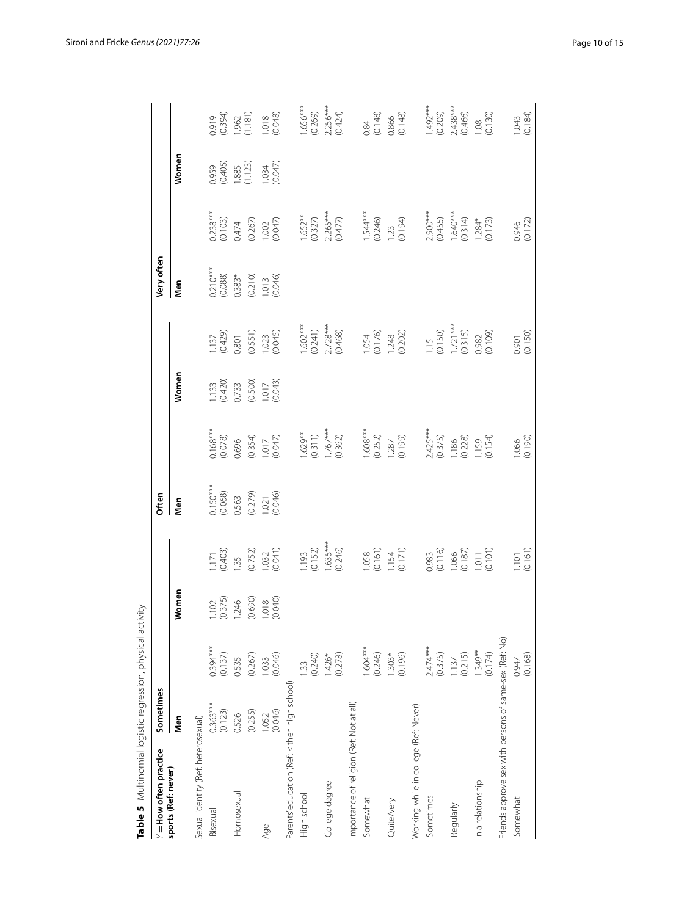**Table 5** Multinomial logistic regression, physical activity

| $Y$ = How often practice sports (Ref: never) | Sometimes | | | | Often | | | | Very often | | | |
|---|---|---|---|---|---|---|---|---|---|---|---|---|
| | Men | | Women | | Men | | Women | | Men | | Women | |
| Sexual identity (Ref: heterosexual) | | | | | | | | | | | | |
| Bisexual | 0.363*** (0.123) | 0.394*** (0.137) | 1.102 (0.375) | 1.171 (0.403) | 0.150*** (0.068) | 0.168*** (0.078) | 1.133 (0.420) | 1.137 (0.429) | 0.210*** (0.088) | 0.238*** (0.103) | 0.959 (0.405) | 0.919 (0.394) |
| Homosexual | 0.526 (0.255) | 0.535 (0.267) | 1.246 (0.690) | 1.35 (0.752) | 0.563 (0.279) | 0.696 (0.354) | 0.733 (0.500) | 0.801 (0.551) | 0.383* (0.210) | 0.474 (0.267) | 1.885 (1.123) | 1.962 (1.181) |
| Age | 1.052 (0.046) | 1.033 (0.046) | 1.018 (0.040) | 1.032 (0.041) | 1.021 (0.046) | 1.017 (0.047) | 1.017 (0.043) | 1.023 (0.045) | 1.013 (0.046) | 1.002 (0.047) | 1.034 (0.047) | 1.018 (0.048) |
| Parents' education (Ref: < then high school) | | | | | | | | | | | | |
| High school | | 1.33 (0.240) | | 1.193 (0.152) | | 1.629** (0.311) | | 1.602*** (0.241) | | 1.652** (0.327) | | 1.656*** (0.269) |
| College degree | | 1.426* (0.278) | | 1.635*** (0.246) | | 1.767*** (0.362) | | 2.728*** (0.468) | | 2.265*** (0.477) | | 2.256*** (0.424) |
| Importance of religion (Ref: Not at all) | | | | | | | | | | | | |
| Somewhat | | 1.604*** (0.246) | | 1.058 (0.161) | | 1.608*** (0.252) | | 1.054 (0.176) | | 1.544*** (0.246) | | 0.84 (0.148) |
| Quite/very | | 1.303* (0.196) | | 1.154 (0.171) | | 1.287 (0.199) | | 1.248 (0.202) | | 1.23 (0.194) | | 0.866 (0.148) |
| Working while in college (Ref: Never) | | | | | | | | | | | | |
| Sometimes | | 2.474*** (0.375) | | 0.983 (0.116) | | 2.425*** (0.375) | | 1.15 (0.150) | | 2.900*** (0.455) | | 1.492*** (0.209) |
| Regularly | | 1.137 (0.215) | | 1.066 (0.187) | | 1.186 (0.228) | | 1.721*** (0.315) | | 1.640*** (0.314) | | 2.438*** (0.466) |
| In a relationship | | 1.349** (0.174) | | 1.011 (0.101) | | 1.159 (0.154) | | 0.982 (0.109) | | 1.284* (0.173) | | 1.08 (0.130) |
| Friends approve sex with persons of same-sex (Ref: No) | | | | | | | | | | | | |
| Somewhat | | 0.947 (0.168) | | 1.101 (0.161) | | 1.066 (0.190) | | 0.901 (0.150) | | 0.946 (0.172) | | 1.043 (0.184) |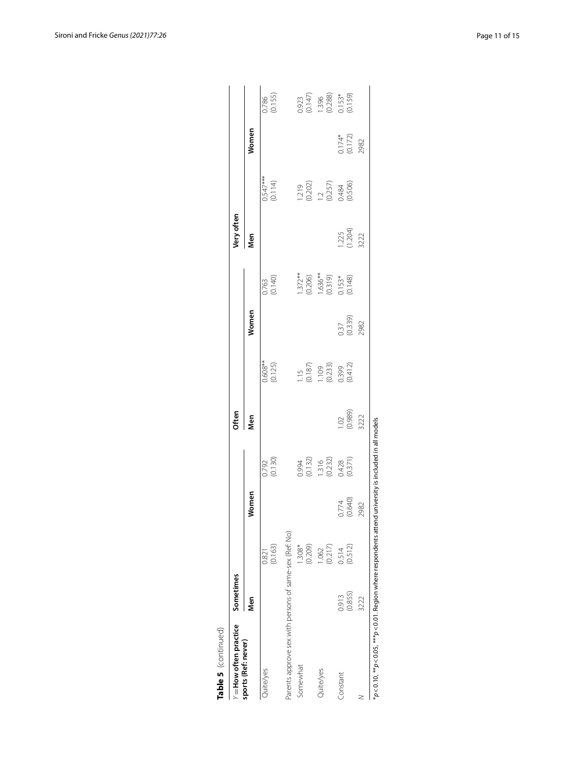**Table 5** (continued)

| Y = How often practice sports (Ref: never) | Sometimes | | | | Often | | | | Very often | | | |
|---|---|---|---|---|---|---|---|---|---|---|---|---|
| | Men | | Women | | Men | | Women | | Men | | Women | |
| Quite/yes | | 0.821 | | 0.792 | | 0.608** | | 0.763 | | 0.547*** | | 0.786 |
| | | (0.163) | | (0.130) | | (0.125) | | (0.140) | | (0.114) | | (0.155) |
| Parents approve sex with persons of same-sex (Ref: No) | | | | | | | | | | | | |
| Somewhat | | 1.308* | | 0.994 | | 1.15 | | 1.372** | | 1.219 | | 0.923 |
| | | (0.209) | | (0.132) | | (0.187) | | (0.206) | | (0.202) | | (0.147) |
| Quite/yes | | 1.062 | | 1.316 | | 1.109 | | 1.636** | | 1.2 | | 1.396 |
| | | (0.217) | | (0.232) | | (0.233) | | (0.319) | | (0.257) | | (0.288) |
| Constant | 0.913 | 0.514 | 0.774 | 0.428 | 1.02 | 0.399 | 0.37 | 0.153* | 1.225 | 0.484 | 0.174* | 0.153* |
| | (0.855) | (0.512) | (0.640) | (0.371) | (0.989) | (0.412) | (0.339) | (0.148) | (1.204) | (0.506) | (0.172) | (0.159) |
| N | 3222 | | 2982 | | 3222 | | 2982 | | 3222 | | 2982 | |

*$p < 0.10$, **$p < 0.05$, ***$p < 0.01$. Region where respondents attend university is included in all models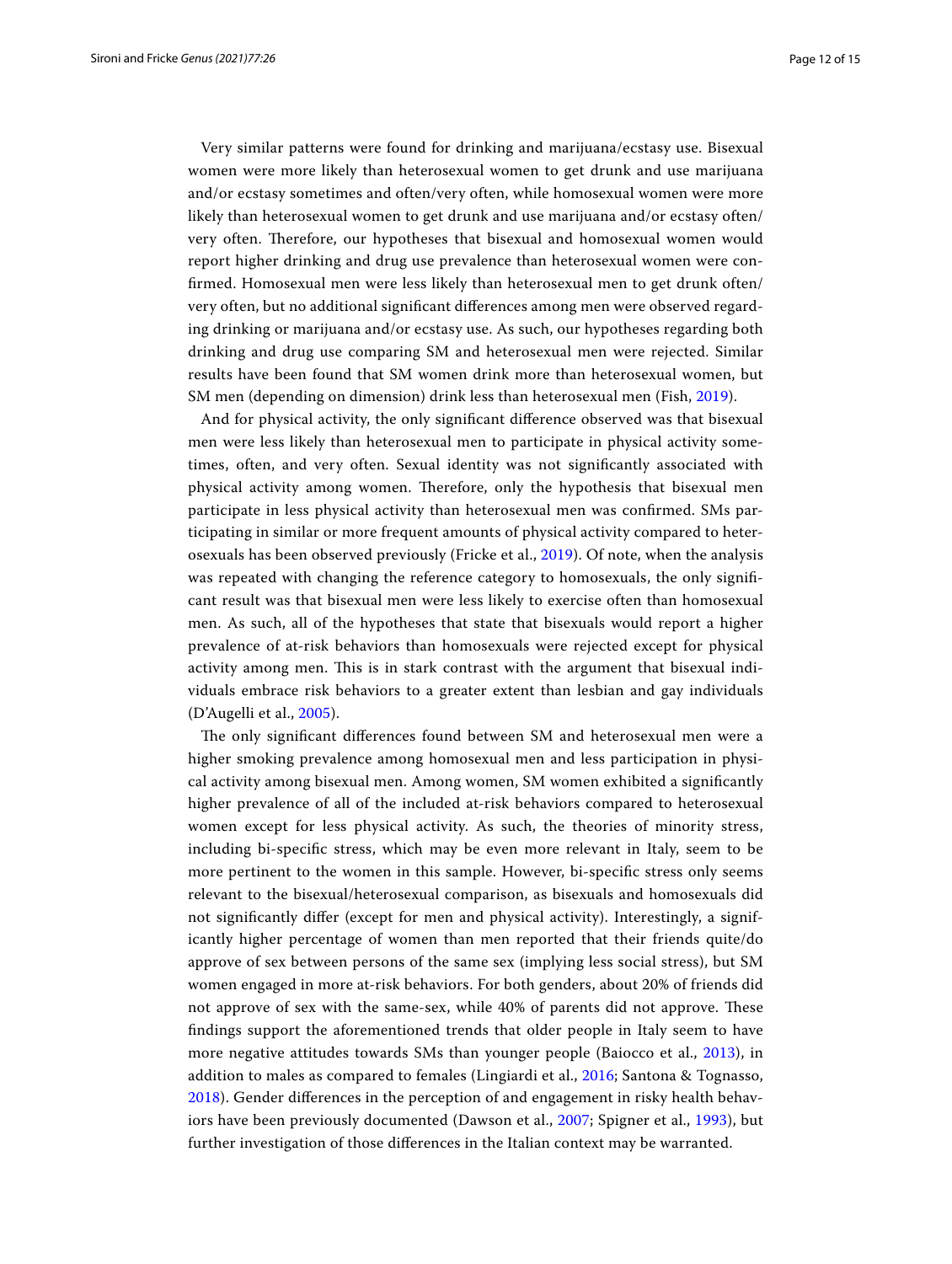Very similar patterns were found for drinking and marijuana/ecstasy use. Bisexual women were more likely than heterosexual women to get drunk and use marijuana and/or ecstasy sometimes and often/very often, while homosexual women were more likely than heterosexual women to get drunk and use marijuana and/or ecstasy often/very often. Therefore, our hypotheses that bisexual and homosexual women would report higher drinking and drug use prevalence than heterosexual women were confirmed. Homosexual men were less likely than heterosexual men to get drunk often/very often, but no additional significant differences among men were observed regarding drinking or marijuana and/or ecstasy use. As such, our hypotheses regarding both drinking and drug use comparing SM and heterosexual men were rejected. Similar results have been found that SM women drink more than heterosexual women, but SM men (depending on dimension) drink less than heterosexual men (Fish, 2019).

And for physical activity, the only significant difference observed was that bisexual men were less likely than heterosexual men to participate in physical activity sometimes, often, and very often. Sexual identity was not significantly associated with physical activity among women. Therefore, only the hypothesis that bisexual men participate in less physical activity than heterosexual men was confirmed. SMs participating in similar or more frequent amounts of physical activity compared to heterosexuals has been observed previously (Fricke et al., 2019). Of note, when the analysis was repeated with changing the reference category to homosexuals, the only significant result was that bisexual men were less likely to exercise often than homosexual men. As such, all of the hypotheses that state that bisexuals would report a higher prevalence of at-risk behaviors than homosexuals were rejected except for physical activity among men. This is in stark contrast with the argument that bisexual individuals embrace risk behaviors to a greater extent than lesbian and gay individuals (D'Augelli et al., 2005).

The only significant differences found between SM and heterosexual men were a higher smoking prevalence among homosexual men and less participation in physical activity among bisexual men. Among women, SM women exhibited a significantly higher prevalence of all of the included at-risk behaviors compared to heterosexual women except for less physical activity. As such, the theories of minority stress, including bi-specific stress, which may be even more relevant in Italy, seem to be more pertinent to the women in this sample. However, bi-specific stress only seems relevant to the bisexual/heterosexual comparison, as bisexuals and homosexuals did not significantly differ (except for men and physical activity). Interestingly, a significantly higher percentage of women than men reported that their friends quite/do approve of sex between persons of the same sex (implying less social stress), but SM women engaged in more at-risk behaviors. For both genders, about 20% of friends did not approve of sex with the same-sex, while 40% of parents did not approve. These findings support the aforementioned trends that older people in Italy seem to have more negative attitudes towards SMs than younger people (Baiocco et al., 2013), in addition to males as compared to females (Lingiardi et al., 2016; Santona & Tognasso, 2018). Gender differences in the perception of and engagement in risky health behaviors have been previously documented (Dawson et al., 2007; Spigner et al., 1993), but further investigation of those differences in the Italian context may be warranted.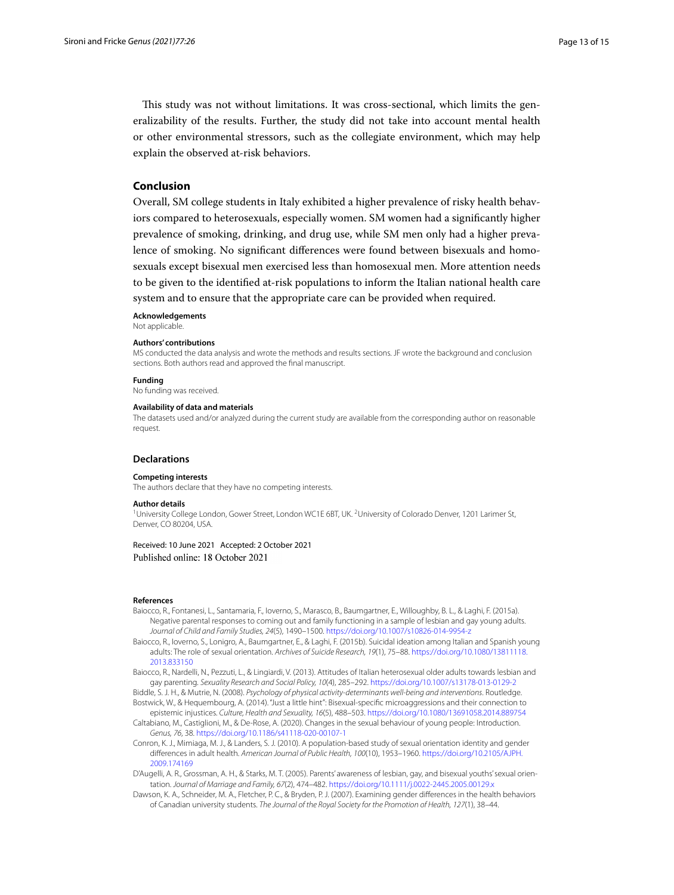This study was not without limitations. It was cross-sectional, which limits the generalizability of the results. Further, the study did not take into account mental health or other environmental stressors, such as the collegiate environment, which may help explain the observed at-risk behaviors.

## Conclusion

Overall, SM college students in Italy exhibited a higher prevalence of risky health behaviors compared to heterosexuals, especially women. SM women had a significantly higher prevalence of smoking, drinking, and drug use, while SM men only had a higher prevalence of smoking. No significant differences were found between bisexuals and homosexuals except bisexual men exercised less than homosexual men. More attention needs to be given to the identified at-risk populations to inform the Italian national health care system and to ensure that the appropriate care can be provided when required.

**Acknowledgements**
Not applicable.

**Authors' contributions**
MS conducted the data analysis and wrote the methods and results sections. JF wrote the background and conclusion sections. Both authors read and approved the final manuscript.

**Funding**
No funding was received.

**Availability of data and materials**
The datasets used and/or analyzed during the current study are available from the corresponding author on reasonable request.

## Declarations

**Competing interests**
The authors declare that they have no competing interests.

**Author details**
[1]University College London, Gower Street, London WC1E 6BT, UK. [2]University of Colorado Denver, 1201 Larimer St, Denver, CO 80204, USA.

Received: 10 June 2021 Accepted: 2 October 2021
Published online: 18 October 2021

**References**

Baiocco, R., Fontanesi, L., Santamaria, F., Ioverno, S., Marasco, B., Baumgartner, E., Willoughby, B. L., & Laghi, F. (2015a). Negative parental responses to coming out and family functioning in a sample of lesbian and gay young adults. *Journal of Child and Family Studies, 24*(5), 1490–1500. https://doi.org/10.1007/s10826-014-9954-z

Baiocco, R., Ioverno, S., Lonigro, A., Baumgartner, E., & Laghi, F. (2015b). Suicidal ideation among Italian and Spanish young adults: The role of sexual orientation. *Archives of Suicide Research, 19*(1), 75–88. https://doi.org/10.1080/13811118.2013.833150

Baiocco, R., Nardelli, N., Pezzuti, L., & Lingiardi, V. (2013). Attitudes of Italian heterosexual older adults towards lesbian and gay parenting. *Sexuality Research and Social Policy, 10*(4), 285–292. https://doi.org/10.1007/s13178-013-0129-2

Biddle, S. J. H., & Mutrie, N. (2008). *Psychology of physical activity-determinants well-being and interventions*. Routledge.

Bostwick, W., & Hequembourg, A. (2014). "Just a little hint": Bisexual-specific microaggressions and their connection to epistemic injustices. *Culture, Health and Sexuality, 16*(5), 488–503. https://doi.org/10.1080/13691058.2014.889754

Caltabiano, M., Castiglioni, M., & De-Rose, A. (2020). Changes in the sexual behaviour of young people: Introduction. *Genus, 76*, 38. https://doi.org/10.1186/s41118-020-00107-1

Conron, K. J., Mimiaga, M. J., & Landers, S. J. (2010). A population-based study of sexual orientation identity and gender differences in adult health. *American Journal of Public Health, 100*(10), 1953–1960. https://doi.org/10.2105/AJPH.2009.174169

D'Augelli, A. R., Grossman, A. H., & Starks, M. T. (2005). Parents' awareness of lesbian, gay, and bisexual youths' sexual orientation. *Journal of Marriage and Family, 67*(2), 474–482. https://doi.org/10.1111/j.0022-2445.2005.00129.x

Dawson, K. A., Schneider, M. A., Fletcher, P. C., & Bryden, P. J. (2007). Examining gender differences in the health behaviors of Canadian university students. *The Journal of the Royal Society for the Promotion of Health, 127*(1), 38–44.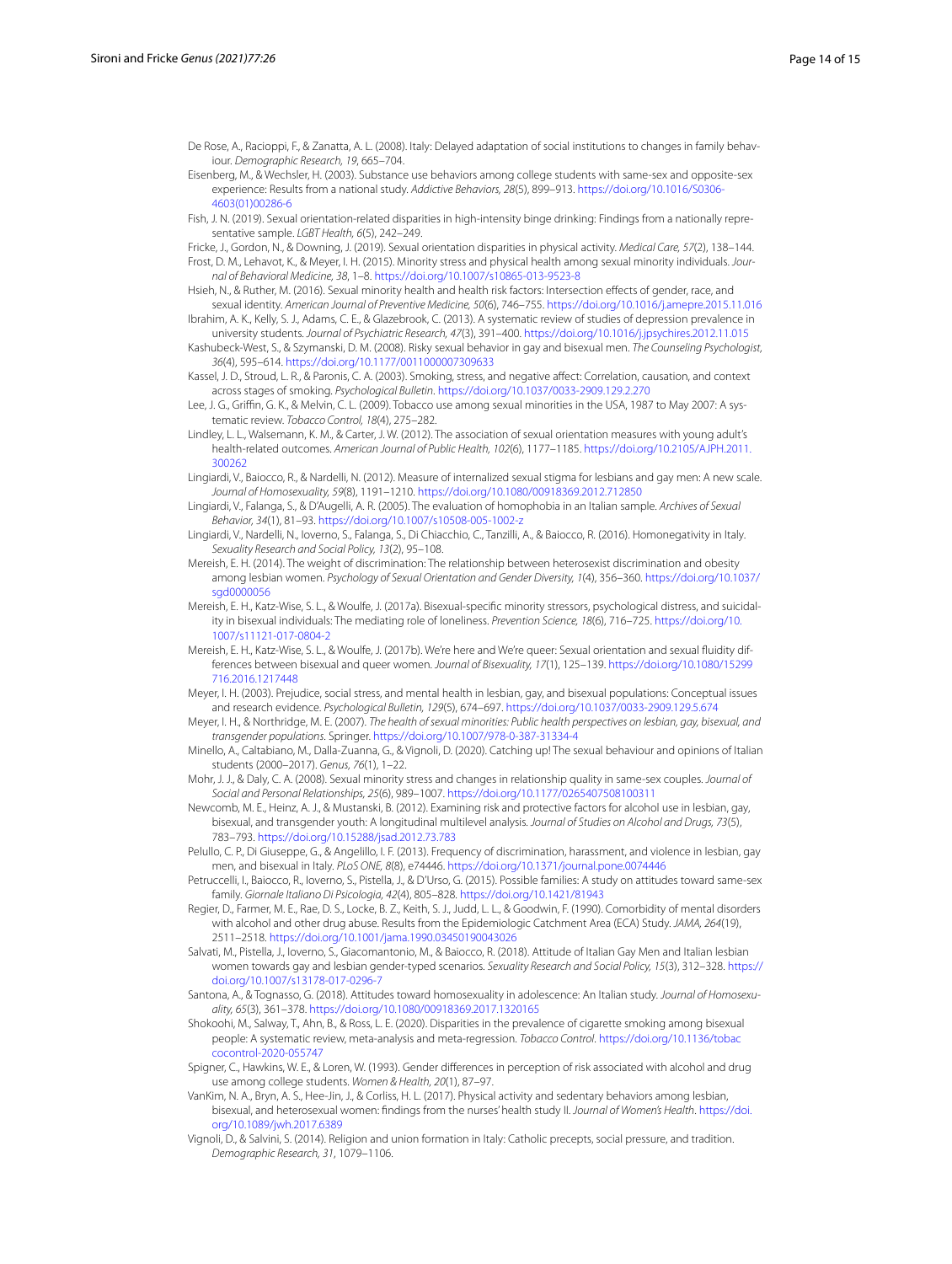De Rose, A., Racioppi, F., & Zanatta, A. L. (2008). Italy: Delayed adaptation of social institutions to changes in family behaviour. *Demographic Research, 19*, 665–704.

Eisenberg, M., & Wechsler, H. (2003). Substance use behaviors among college students with same-sex and opposite-sex experience: Results from a national study. *Addictive Behaviors, 28*(5), 899–913. https://doi.org/10.1016/S0306-4603(01)00286-6

Fish, J. N. (2019). Sexual orientation-related disparities in high-intensity binge drinking: Findings from a nationally representative sample. *LGBT Health, 6*(5), 242–249.

Fricke, J., Gordon, N., & Downing, J. (2019). Sexual orientation disparities in physical activity. *Medical Care, 57*(2), 138–144.

Frost, D. M., Lehavot, K., & Meyer, I. H. (2015). Minority stress and physical health among sexual minority individuals. *Journal of Behavioral Medicine, 38*, 1–8. https://doi.org/10.1007/s10865-013-9523-8

Hsieh, N., & Ruther, M. (2016). Sexual minority health and health risk factors: Intersection effects of gender, race, and sexual identity. *American Journal of Preventive Medicine, 50*(6), 746–755. https://doi.org/10.1016/j.amepre.2015.11.016

Ibrahim, A. K., Kelly, S. J., Adams, C. E., & Glazebrook, C. (2013). A systematic review of studies of depression prevalence in university students. *Journal of Psychiatric Research, 47*(3), 391–400. https://doi.org/10.1016/j.jpsychires.2012.11.015

Kashubeck-West, S., & Szymanski, D. M. (2008). Risky sexual behavior in gay and bisexual men. *The Counseling Psychologist, 36*(4), 595–614. https://doi.org/10.1177/0011000007309633

Kassel, J. D., Stroud, L. R., & Paronis, C. A. (2003). Smoking, stress, and negative affect: Correlation, causation, and context across stages of smoking. *Psychological Bulletin*. https://doi.org/10.1037/0033-2909.129.2.270

Lee, J. G., Griffin, G. K., & Melvin, C. L. (2009). Tobacco use among sexual minorities in the USA, 1987 to May 2007: A systematic review. *Tobacco Control, 18*(4), 275–282.

Lindley, L. L., Walsemann, K. M., & Carter, J. W. (2012). The association of sexual orientation measures with young adult's health-related outcomes. *American Journal of Public Health, 102*(6), 1177–1185. https://doi.org/10.2105/AJPH.2011.300262

Lingiardi, V., Baiocco, R., & Nardelli, N. (2012). Measure of internalized sexual stigma for lesbians and gay men: A new scale. *Journal of Homosexuality, 59*(8), 1191–1210. https://doi.org/10.1080/00918369.2012.712850

Lingiardi, V., Falanga, S., & D'Augelli, A. R. (2005). The evaluation of homophobia in an Italian sample. *Archives of Sexual Behavior, 34*(1), 81–93. https://doi.org/10.1007/s10508-005-1002-z

Lingiardi, V., Nardelli, N., Ioverno, S., Falanga, S., Di Chiacchio, C., Tanzilli, A., & Baiocco, R. (2016). Homonegativity in Italy. *Sexuality Research and Social Policy, 13*(2), 95–108.

Mereish, E. H. (2014). The weight of discrimination: The relationship between heterosexist discrimination and obesity among lesbian women. *Psychology of Sexual Orientation and Gender Diversity, 1*(4), 356–360. https://doi.org/10.1037/sgd0000056

Mereish, E. H., Katz-Wise, S. L., & Woulfe, J. (2017a). Bisexual-specific minority stressors, psychological distress, and suicidality in bisexual individuals: The mediating role of loneliness. *Prevention Science, 18*(6), 716–725. https://doi.org/10.1007/s11121-017-0804-2

Mereish, E. H., Katz-Wise, S. L., & Woulfe, J. (2017b). We're here and We're queer: Sexual orientation and sexual fluidity differences between bisexual and queer women. *Journal of Bisexuality, 17*(1), 125–139. https://doi.org/10.1080/15299716.2016.1217448

Meyer, I. H. (2003). Prejudice, social stress, and mental health in lesbian, gay, and bisexual populations: Conceptual issues and research evidence. *Psychological Bulletin, 129*(5), 674–697. https://doi.org/10.1037/0033-2909.129.5.674

Meyer, I. H., & Northridge, M. E. (2007). *The health of sexual minorities: Public health perspectives on lesbian, gay, bisexual, and transgender populations*. Springer. https://doi.org/10.1007/978-0-387-31334-4

Minello, A., Caltabiano, M., Dalla-Zuanna, G., & Vignoli, D. (2020). Catching up! The sexual behaviour and opinions of Italian students (2000–2017). *Genus, 76*(1), 1–22.

Mohr, J. J., & Daly, C. A. (2008). Sexual minority stress and changes in relationship quality in same-sex couples. *Journal of Social and Personal Relationships, 25*(6), 989–1007. https://doi.org/10.1177/0265407508100311

Newcomb, M. E., Heinz, A. J., & Mustanski, B. (2012). Examining risk and protective factors for alcohol use in lesbian, gay, bisexual, and transgender youth: A longitudinal multilevel analysis. *Journal of Studies on Alcohol and Drugs, 73*(5), 783–793. https://doi.org/10.15288/jsad.2012.73.783

Pelullo, C. P., Di Giuseppe, G., & Angelillo, I. F. (2013). Frequency of discrimination, harassment, and violence in lesbian, gay men, and bisexual in Italy. *PLoS ONE, 8*(8), e74446. https://doi.org/10.1371/journal.pone.0074446

Petruccelli, I., Baiocco, R., Ioverno, S., Pistella, J., & D'Urso, G. (2015). Possible families: A study on attitudes toward same-sex family. *Giornale Italiano Di Psicologia, 42*(4), 805–828. https://doi.org/10.1421/81943

Regier, D., Farmer, M. E., Rae, D. S., Locke, B. Z., Keith, S. J., Judd, L. L., & Goodwin, F. (1990). Comorbidity of mental disorders with alcohol and other drug abuse. Results from the Epidemiologic Catchment Area (ECA) Study. *JAMA, 264*(19), 2511–2518. https://doi.org/10.1001/jama.1990.03450190043026

Salvati, M., Pistella, J., Ioverno, S., Giacomantonio, M., & Baiocco, R. (2018). Attitude of Italian Gay Men and Italian lesbian women towards gay and lesbian gender-typed scenarios. *Sexuality Research and Social Policy, 15*(3), 312–328. https://doi.org/10.1007/s13178-017-0296-7

Santona, A., & Tognasso, G. (2018). Attitudes toward homosexuality in adolescence: An Italian study. *Journal of Homosexuality, 65*(3), 361–378. https://doi.org/10.1080/00918369.2017.1320165

Shokoohi, M., Salway, T., Ahn, B., & Ross, L. E. (2020). Disparities in the prevalence of cigarette smoking among bisexual people: A systematic review, meta-analysis and meta-regression. *Tobacco Control*. https://doi.org/10.1136/tobaccocontrol-2020-055747

Spigner, C., Hawkins, W. E., & Loren, W. (1993). Gender differences in perception of risk associated with alcohol and drug use among college students. *Women & Health, 20*(1), 87–97.

VanKim, N. A., Bryn, A. S., Hee-Jin, J., & Corliss, H. L. (2017). Physical activity and sedentary behaviors among lesbian, bisexual, and heterosexual women: findings from the nurses' health study II. *Journal of Women's Health*. https://doi.org/10.1089/jwh.2017.6389

Vignoli, D., & Salvini, S. (2014). Religion and union formation in Italy: Catholic precepts, social pressure, and tradition. *Demographic Research, 31*, 1079–1106.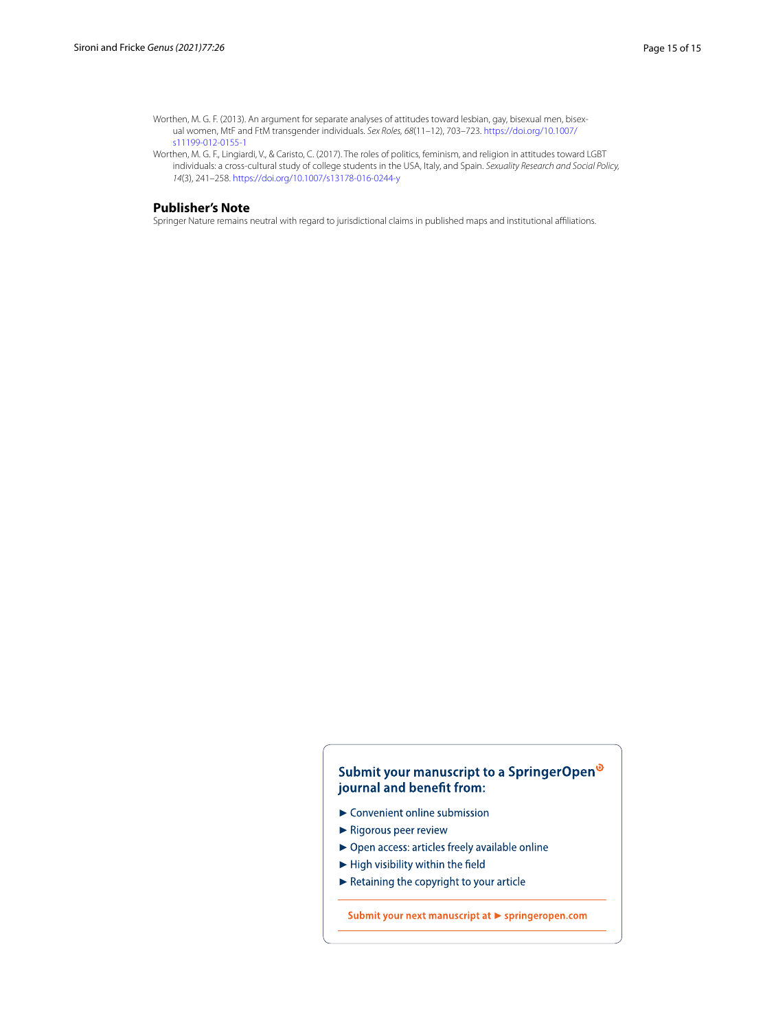Worthen, M. G. F. (2013). An argument for separate analyses of attitudes toward lesbian, gay, bisexual men, bisexual women, MtF and FtM transgender individuals. *Sex Roles, 68*(11–12), 703–723. https://doi.org/10.1007/s11199-012-0155-1

Worthen, M. G. F., Lingiardi, V., & Caristo, C. (2017). The roles of politics, feminism, and religion in attitudes toward LGBT individuals: a cross-cultural study of college students in the USA, Italy, and Spain. *Sexuality Research and Social Policy, 14*(3), 241–258. https://doi.org/10.1007/s13178-016-0244-y

## Publisher's Note

Springer Nature remains neutral with regard to jurisdictional claims in published maps and institutional affiliations.

**Submit your manuscript to a SpringerOpen journal and benefit from:**

- ► Convenient online submission
- ► Rigorous peer review
- ► Open access: articles freely available online
- ► High visibility within the field
- ► Retaining the copyright to your article

**Submit your next manuscript at ► springeropen.com**